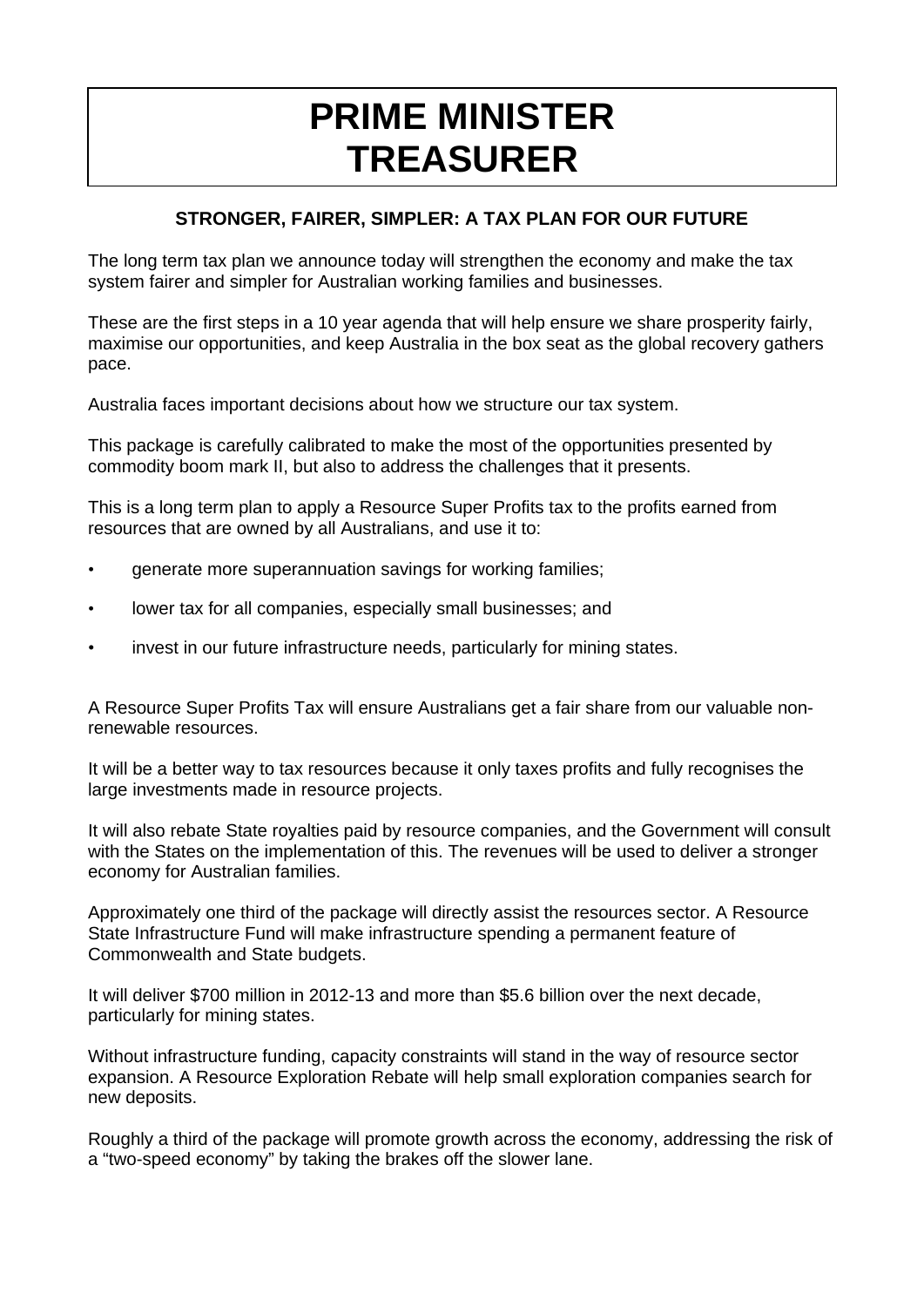# PRIME MINISTER
# TREASURER

### STRONGER, FAIRER, SIMPLER: A TAX PLAN FOR OUR FUTURE

The long term tax plan we announce today will strengthen the economy and make the tax system fairer and simpler for Australian working families and businesses.

These are the first steps in a 10 year agenda that will help ensure we share prosperity fairly, maximise our opportunities, and keep Australia in the box seat as the global recovery gathers pace.

Australia faces important decisions about how we structure our tax system.

This package is carefully calibrated to make the most of the opportunities presented by commodity boom mark II, but also to address the challenges that it presents.

This is a long term plan to apply a Resource Super Profits tax to the profits earned from resources that are owned by all Australians, and use it to:

- generate more superannuation savings for working families;
- lower tax for all companies, especially small businesses; and
- invest in our future infrastructure needs, particularly for mining states.

A Resource Super Profits Tax will ensure Australians get a fair share from our valuable non-renewable resources.

It will be a better way to tax resources because it only taxes profits and fully recognises the large investments made in resource projects.

It will also rebate State royalties paid by resource companies, and the Government will consult with the States on the implementation of this. The revenues will be used to deliver a stronger economy for Australian families.

Approximately one third of the package will directly assist the resources sector. A Resource State Infrastructure Fund will make infrastructure spending a permanent feature of Commonwealth and State budgets.

It will deliver $700 million in 2012-13 and more than $5.6 billion over the next decade, particularly for mining states.

Without infrastructure funding, capacity constraints will stand in the way of resource sector expansion. A Resource Exploration Rebate will help small exploration companies search for new deposits.

Roughly a third of the package will promote growth across the economy, addressing the risk of a “two-speed economy” by taking the brakes off the slower lane.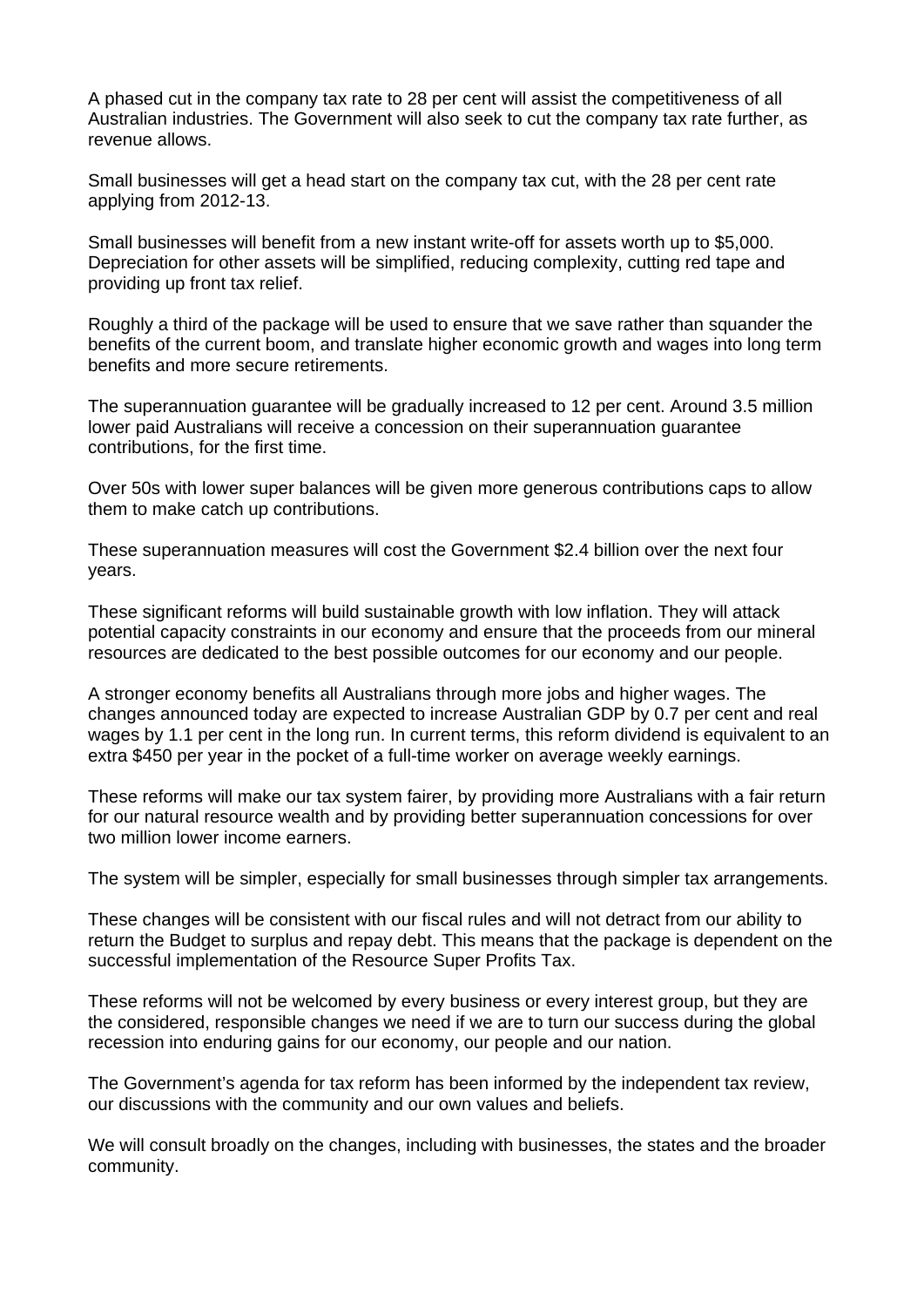A phased cut in the company tax rate to 28 per cent will assist the competitiveness of all Australian industries. The Government will also seek to cut the company tax rate further, as revenue allows.

Small businesses will get a head start on the company tax cut, with the 28 per cent rate applying from 2012-13.

Small businesses will benefit from a new instant write-off for assets worth up to $5,000. Depreciation for other assets will be simplified, reducing complexity, cutting red tape and providing up front tax relief.

Roughly a third of the package will be used to ensure that we save rather than squander the benefits of the current boom, and translate higher economic growth and wages into long term benefits and more secure retirements.

The superannuation guarantee will be gradually increased to 12 per cent. Around 3.5 million lower paid Australians will receive a concession on their superannuation guarantee contributions, for the first time.

Over 50s with lower super balances will be given more generous contributions caps to allow them to make catch up contributions.

These superannuation measures will cost the Government $2.4 billion over the next four years.

These significant reforms will build sustainable growth with low inflation. They will attack potential capacity constraints in our economy and ensure that the proceeds from our mineral resources are dedicated to the best possible outcomes for our economy and our people.

A stronger economy benefits all Australians through more jobs and higher wages. The changes announced today are expected to increase Australian GDP by 0.7 per cent and real wages by 1.1 per cent in the long run. In current terms, this reform dividend is equivalent to an extra $450 per year in the pocket of a full-time worker on average weekly earnings.

These reforms will make our tax system fairer, by providing more Australians with a fair return for our natural resource wealth and by providing better superannuation concessions for over two million lower income earners.

The system will be simpler, especially for small businesses through simpler tax arrangements.

These changes will be consistent with our fiscal rules and will not detract from our ability to return the Budget to surplus and repay debt. This means that the package is dependent on the successful implementation of the Resource Super Profits Tax.

These reforms will not be welcomed by every business or every interest group, but they are the considered, responsible changes we need if we are to turn our success during the global recession into enduring gains for our economy, our people and our nation.

The Government's agenda for tax reform has been informed by the independent tax review, our discussions with the community and our own values and beliefs.

We will consult broadly on the changes, including with businesses, the states and the broader community.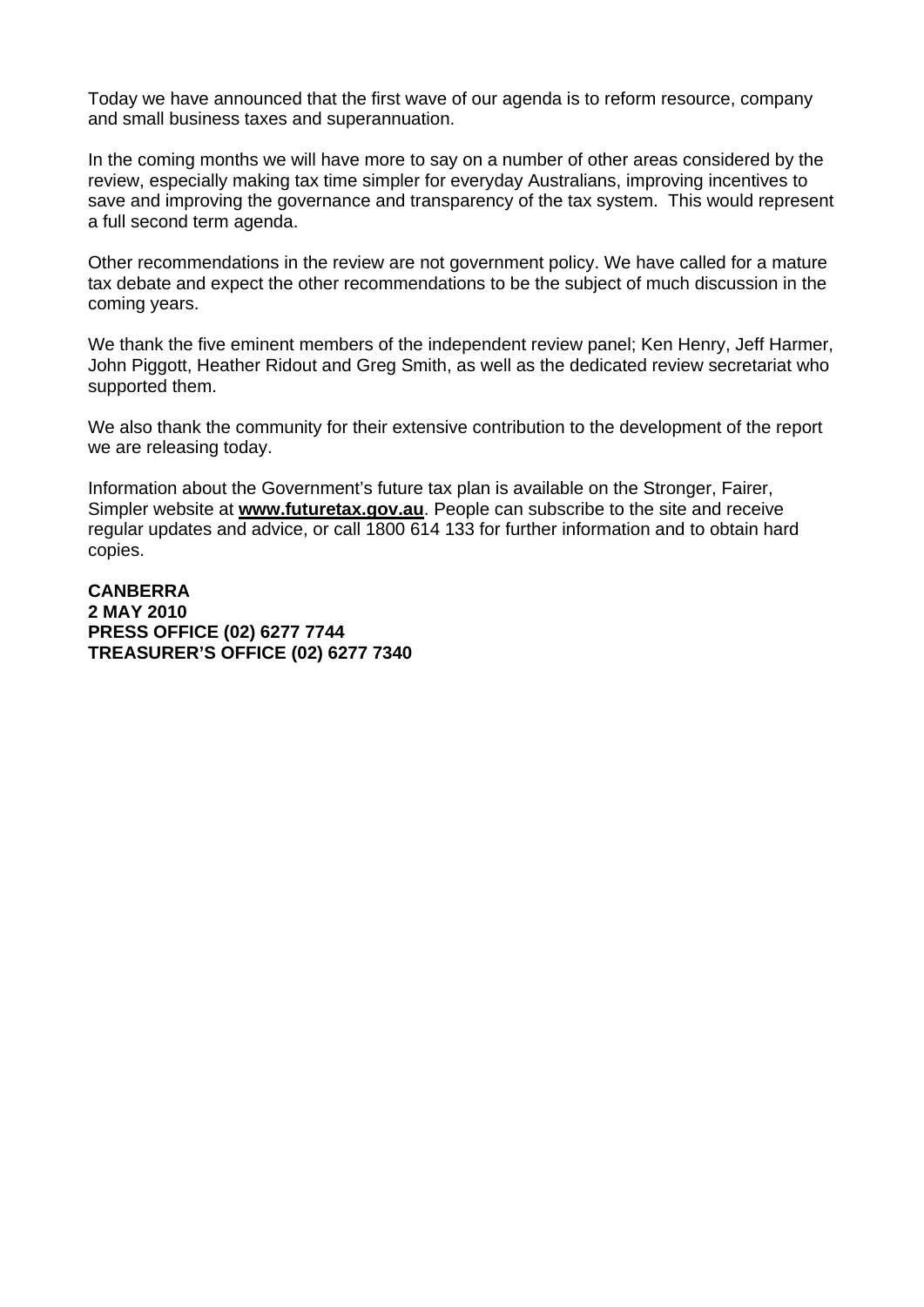Today we have announced that the first wave of our agenda is to reform resource, company and small business taxes and superannuation.

In the coming months we will have more to say on a number of other areas considered by the review, especially making tax time simpler for everyday Australians, improving incentives to save and improving the governance and transparency of the tax system. This would represent a full second term agenda.

Other recommendations in the review are not government policy. We have called for a mature tax debate and expect the other recommendations to be the subject of much discussion in the coming years.

We thank the five eminent members of the independent review panel; Ken Henry, Jeff Harmer, John Piggott, Heather Ridout and Greg Smith, as well as the dedicated review secretariat who supported them.

We also thank the community for their extensive contribution to the development of the report we are releasing today.

Information about the Government's future tax plan is available on the Stronger, Fairer, Simpler website at **www.futuretax.gov.au**. People can subscribe to the site and receive regular updates and advice, or call 1800 614 133 for further information and to obtain hard copies.

**CANBERRA**
**2 MAY 2010**
**PRESS OFFICE (02) 6277 7744**
**TREASURER'S OFFICE (02) 6277 7340**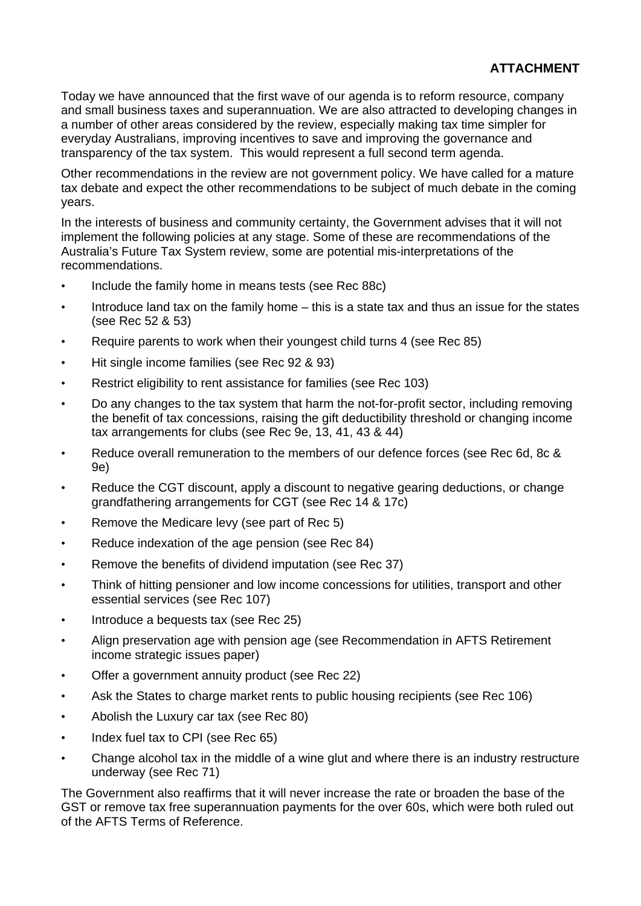**ATTACHMENT**

Today we have announced that the first wave of our agenda is to reform resource, company and small business taxes and superannuation. We are also attracted to developing changes in a number of other areas considered by the review, especially making tax time simpler for everyday Australians, improving incentives to save and improving the governance and transparency of the tax system. This would represent a full second term agenda.

Other recommendations in the review are not government policy. We have called for a mature tax debate and expect the other recommendations to be subject of much debate in the coming years.

In the interests of business and community certainty, the Government advises that it will not implement the following policies at any stage. Some of these are recommendations of the Australia's Future Tax System review, some are potential mis-interpretations of the recommendations.

- Include the family home in means tests (see Rec 88c)
- Introduce land tax on the family home – this is a state tax and thus an issue for the states (see Rec 52 & 53)
- Require parents to work when their youngest child turns 4 (see Rec 85)
- Hit single income families (see Rec 92 & 93)
- Restrict eligibility to rent assistance for families (see Rec 103)
- Do any changes to the tax system that harm the not-for-profit sector, including removing the benefit of tax concessions, raising the gift deductibility threshold or changing income tax arrangements for clubs (see Rec 9e, 13, 41, 43 & 44)
- Reduce overall remuneration to the members of our defence forces (see Rec 6d, 8c & 9e)
- Reduce the CGT discount, apply a discount to negative gearing deductions, or change grandfathering arrangements for CGT (see Rec 14 & 17c)
- Remove the Medicare levy (see part of Rec 5)
- Reduce indexation of the age pension (see Rec 84)
- Remove the benefits of dividend imputation (see Rec 37)
- Think of hitting pensioner and low income concessions for utilities, transport and other essential services (see Rec 107)
- Introduce a bequests tax (see Rec 25)
- Align preservation age with pension age (see Recommendation in AFTS Retirement income strategic issues paper)
- Offer a government annuity product (see Rec 22)
- Ask the States to charge market rents to public housing recipients (see Rec 106)
- Abolish the Luxury car tax (see Rec 80)
- Index fuel tax to CPI (see Rec 65)
- Change alcohol tax in the middle of a wine glut and where there is an industry restructure underway (see Rec 71)

The Government also reaffirms that it will never increase the rate or broaden the base of the GST or remove tax free superannuation payments for the over 60s, which were both ruled out of the AFTS Terms of Reference.